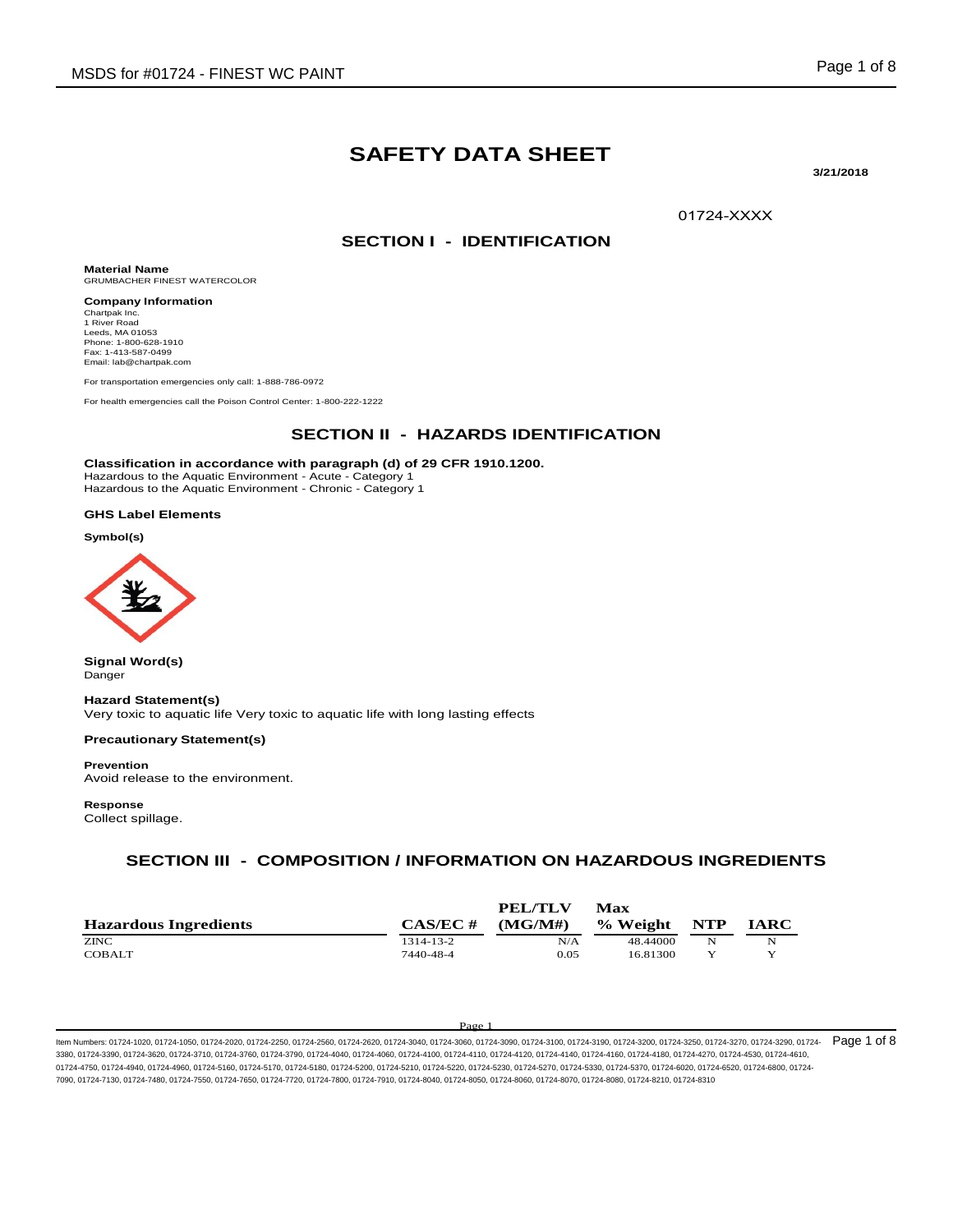# SAFETY DATA SHEET

**3/21/2018**

01724-XXXX

## SECTION I - IDENTIFICATION

**Material Name**
GRUMBACHER FINEST WATERCOLOR

**Company Information**
Chartpak Inc.
1 River Road
Leeds, MA 01053
Phone: 1-800-628-1910
Fax: 1-413-587-0499
Email: lab@chartpak.com

For transportation emergencies only call: 1-888-786-0972

For health emergencies call the Poison Control Center: 1-800-222-1222

## SECTION II - HAZARDS IDENTIFICATION

**Classification in accordance with paragraph (d) of 29 CFR 1910.1200.**
Hazardous to the Aquatic Environment - Acute - Category 1
Hazardous to the Aquatic Environment - Chronic - Category 1

**GHS Label Elements**

**Symbol(s)**

**Signal Word(s)**
Danger

**Hazard Statement(s)**
Very toxic to aquatic life Very toxic to aquatic life with long lasting effects

**Precautionary Statement(s)**

**Prevention**
Avoid release to the environment.

**Response**
Collect spillage.

## SECTION III - COMPOSITION / INFORMATION ON HAZARDOUS INGREDIENTS

| Hazardous Ingredients | CAS/EC # | PEL/TLV (MG/M#) | Max % Weight | NTP | IARC |
|---|---|---|---|---|---|
| ZINC | 1314-13-2 | N/A | 48.44000 | N | N |
| COBALT | 7440-48-4 | 0.05 | 16.81300 | Y | Y |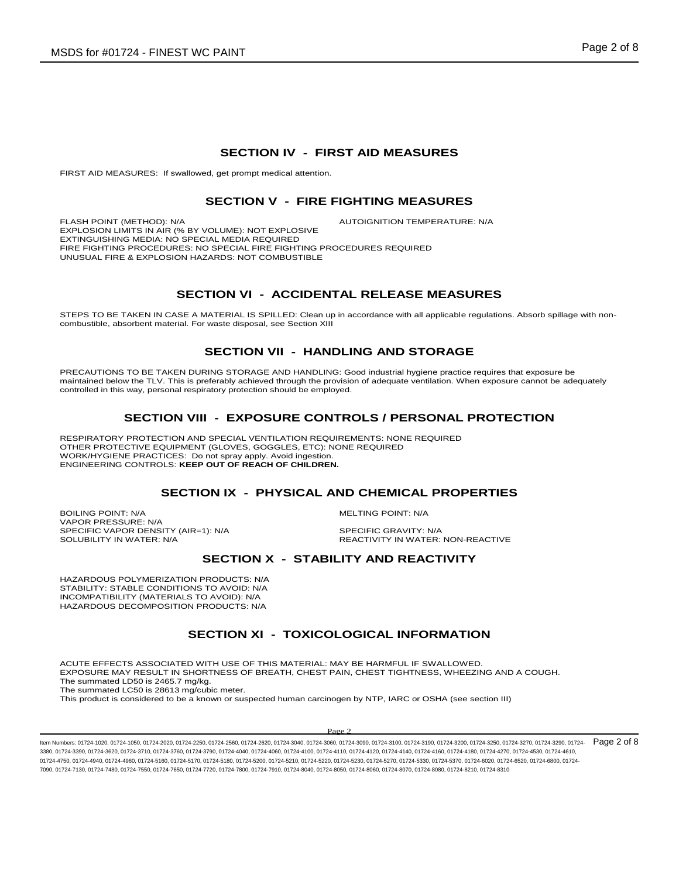## SECTION IV - FIRST AID MEASURES

FIRST AID MEASURES: If swallowed, get prompt medical attention.

## SECTION V - FIRE FIGHTING MEASURES

FLASH POINT (METHOD): N/A

AUTOIGNITION TEMPERATURE: N/A

EXPLOSION LIMITS IN AIR (% BY VOLUME): NOT EXPLOSIVE

EXTINGUISHING MEDIA: NO SPECIAL MEDIA REQUIRED

FIRE FIGHTING PROCEDURES: NO SPECIAL FIRE FIGHTING PROCEDURES REQUIRED

UNUSUAL FIRE & EXPLOSION HAZARDS: NOT COMBUSTIBLE

## SECTION VI - ACCIDENTAL RELEASE MEASURES

STEPS TO BE TAKEN IN CASE A MATERIAL IS SPILLED: Clean up in accordance with all applicable regulations. Absorb spillage with non-combustible, absorbent material. For waste disposal, see Section XIII

## SECTION VII - HANDLING AND STORAGE

PRECAUTIONS TO BE TAKEN DURING STORAGE AND HANDLING: Good industrial hygiene practice requires that exposure be maintained below the TLV. This is preferably achieved through the provision of adequate ventilation. When exposure cannot be adequately controlled in this way, personal respiratory protection should be employed.

## SECTION VIII - EXPOSURE CONTROLS / PERSONAL PROTECTION

RESPIRATORY PROTECTION AND SPECIAL VENTILATION REQUIREMENTS: NONE REQUIRED

OTHER PROTECTIVE EQUIPMENT (GLOVES, GOGGLES, ETC): NONE REQUIRED

WORK/HYGIENE PRACTICES: Do not spray apply. Avoid ingestion.

ENGINEERING CONTROLS: **KEEP OUT OF REACH OF CHILDREN.**

## SECTION IX - PHYSICAL AND CHEMICAL PROPERTIES

BOILING POINT: N/A

MELTING POINT: N/A

VAPOR PRESSURE: N/A

SPECIFIC VAPOR DENSITY (AIR=1): N/A

SPECIFIC GRAVITY: N/A

SOLUBILITY IN WATER: N/A

REACTIVITY IN WATER: NON-REACTIVE

## SECTION X - STABILITY AND REACTIVITY

HAZARDOUS POLYMERIZATION PRODUCTS: N/A

STABILITY: STABLE CONDITIONS TO AVOID: N/A

INCOMPATIBILITY (MATERIALS TO AVOID): N/A

HAZARDOUS DECOMPOSITION PRODUCTS: N/A

## SECTION XI - TOXICOLOGICAL INFORMATION

ACUTE EFFECTS ASSOCIATED WITH USE OF THIS MATERIAL: MAY BE HARMFUL IF SWALLOWED.

EXPOSURE MAY RESULT IN SHORTNESS OF BREATH, CHEST PAIN, CHEST TIGHTNESS, WHEEZING AND A COUGH.

The summated LD50 is 2465.7 mg/kg.

The summated LC50 is 28613 mg/cubic meter.

This product is considered to be a known or suspected human carcinogen by NTP, IARC or OSHA (see section III)

Item Numbers: 01724-1020, 01724-1050, 01724-2020, 01724-2250, 01724-2560, 01724-2620, 01724-3040, 01724-3060, 01724-3090, 01724-3100, 01724-3190, 01724-3200, 01724-3250, 01724-3270, 01724-3290, 01724-3380, 01724-3390, 01724-3620, 01724-3710, 01724-3760, 01724-3790, 01724-4040, 01724-4060, 01724-4100, 01724-4110, 01724-4120, 01724-4140, 01724-4160, 01724-4180, 01724-4270, 01724-4530, 01724-4610, 01724-4750, 01724-4940, 01724-4960, 01724-5160, 01724-5170, 01724-5180, 01724-5200, 01724-5210, 01724-5220, 01724-5230, 01724-5270, 01724-5330, 01724-5370, 01724-6020, 01724-6520, 01724-6800, 01724-7090, 01724-7130, 01724-7480, 01724-7550, 01724-7650, 01724-7720, 01724-7800, 01724-7910, 01724-8040, 01724-8050, 01724-8060, 01724-8070, 01724-8080, 01724-8210, 01724-8310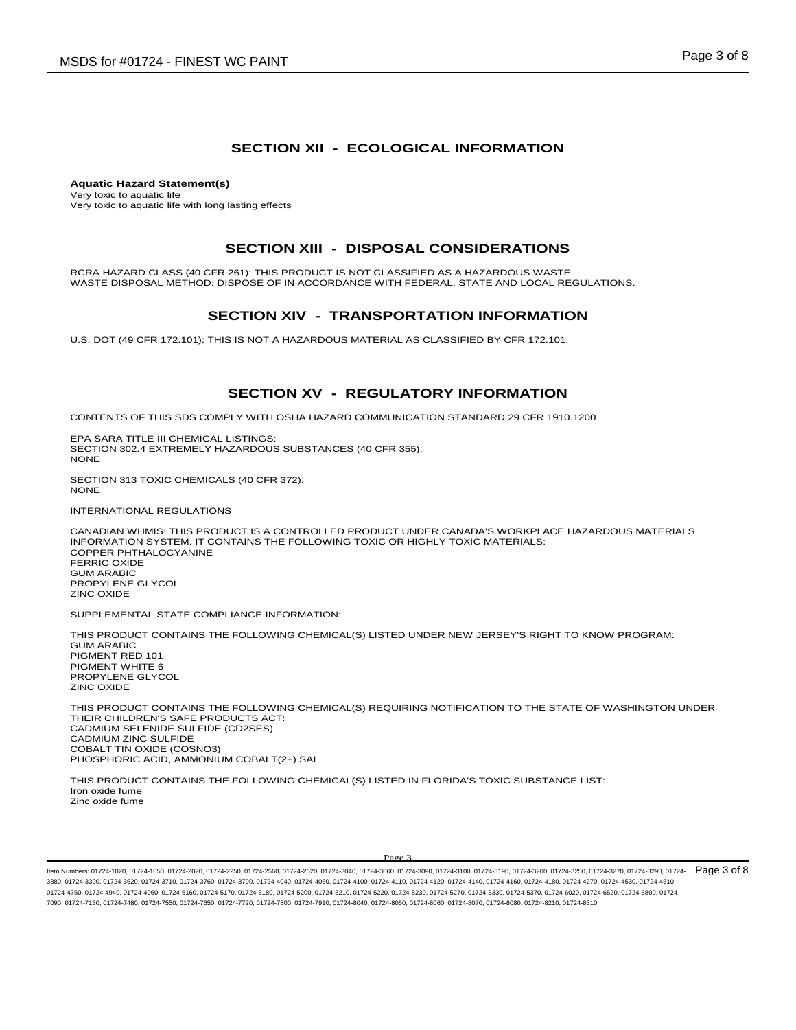## SECTION XII - ECOLOGICAL INFORMATION

**Aquatic Hazard Statement(s)**
Very toxic to aquatic life
Very toxic to aquatic life with long lasting effects

## SECTION XIII - DISPOSAL CONSIDERATIONS

RCRA HAZARD CLASS (40 CFR 261): THIS PRODUCT IS NOT CLASSIFIED AS A HAZARDOUS WASTE.
WASTE DISPOSAL METHOD: DISPOSE OF IN ACCORDANCE WITH FEDERAL, STATE AND LOCAL REGULATIONS.

## SECTION XIV - TRANSPORTATION INFORMATION

U.S. DOT (49 CFR 172.101): THIS IS NOT A HAZARDOUS MATERIAL AS CLASSIFIED BY CFR 172.101.

## SECTION XV - REGULATORY INFORMATION

CONTENTS OF THIS SDS COMPLY WITH OSHA HAZARD COMMUNICATION STANDARD 29 CFR 1910.1200

EPA SARA TITLE III CHEMICAL LISTINGS:
SECTION 302.4 EXTREMELY HAZARDOUS SUBSTANCES (40 CFR 355):
NONE

SECTION 313 TOXIC CHEMICALS (40 CFR 372):
NONE

INTERNATIONAL REGULATIONS

CANADIAN WHMIS: THIS PRODUCT IS A CONTROLLED PRODUCT UNDER CANADA'S WORKPLACE HAZARDOUS MATERIALS INFORMATION SYSTEM. IT CONTAINS THE FOLLOWING TOXIC OR HIGHLY TOXIC MATERIALS:
COPPER PHTHALOCYANINE
FERRIC OXIDE
GUM ARABIC
PROPYLENE GLYCOL
ZINC OXIDE

SUPPLEMENTAL STATE COMPLIANCE INFORMATION:

THIS PRODUCT CONTAINS THE FOLLOWING CHEMICAL(S) LISTED UNDER NEW JERSEY'S RIGHT TO KNOW PROGRAM:
GUM ARABIC
PIGMENT RED 101
PIGMENT WHITE 6
PROPYLENE GLYCOL
ZINC OXIDE

THIS PRODUCT CONTAINS THE FOLLOWING CHEMICAL(S) REQUIRING NOTIFICATION TO THE STATE OF WASHINGTON UNDER THEIR CHILDREN'S SAFE PRODUCTS ACT:
CADMIUM SELENIDE SULFIDE (CD2SES)
CADMIUM ZINC SULFIDE
COBALT TIN OXIDE (COSNO3)
PHOSPHORIC ACID, AMMONIUM COBALT(2+) SAL

THIS PRODUCT CONTAINS THE FOLLOWING CHEMICAL(S) LISTED IN FLORIDA'S TOXIC SUBSTANCE LIST:
Iron oxide fume
Zinc oxide fume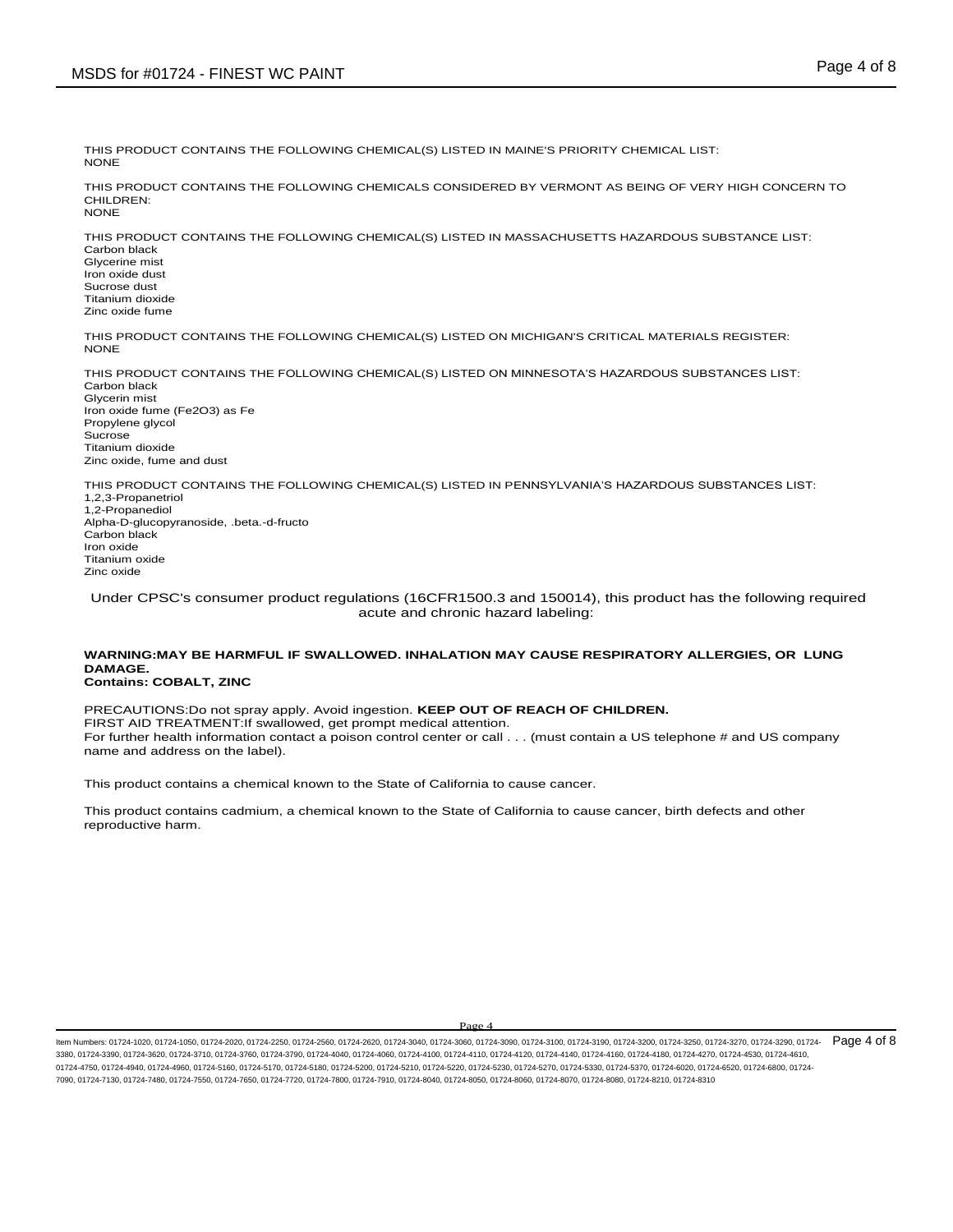THIS PRODUCT CONTAINS THE FOLLOWING CHEMICAL(S) LISTED IN MAINE'S PRIORITY CHEMICAL LIST:
NONE

THIS PRODUCT CONTAINS THE FOLLOWING CHEMICALS CONSIDERED BY VERMONT AS BEING OF VERY HIGH CONCERN TO CHILDREN:
NONE

THIS PRODUCT CONTAINS THE FOLLOWING CHEMICAL(S) LISTED IN MASSACHUSETTS HAZARDOUS SUBSTANCE LIST:
Carbon black
Glycerine mist
Iron oxide dust
Sucrose dust
Titanium dioxide
Zinc oxide fume

THIS PRODUCT CONTAINS THE FOLLOWING CHEMICAL(S) LISTED ON MICHIGAN'S CRITICAL MATERIALS REGISTER:
NONE

THIS PRODUCT CONTAINS THE FOLLOWING CHEMICAL(S) LISTED ON MINNESOTA'S HAZARDOUS SUBSTANCES LIST:
Carbon black
Glycerin mist
Iron oxide fume ($Fe_2O_3$) as Fe
Propylene glycol
Sucrose
Titanium dioxide
Zinc oxide, fume and dust

THIS PRODUCT CONTAINS THE FOLLOWING CHEMICAL(S) LISTED IN PENNSYLVANIA'S HAZARDOUS SUBSTANCES LIST:
1,2,3-Propanetriol
1,2-Propanediol
Alpha-D-glucopyranoside, .beta.-d-fructo
Carbon black
Iron oxide
Titanium oxide
Zinc oxide

Under CPSC's consumer product regulations (16CFR1500.3 and 150014), this product has the following required acute and chronic hazard labeling:

**WARNING:MAY BE HARMFUL IF SWALLOWED. INHALATION MAY CAUSE RESPIRATORY ALLERGIES, OR LUNG DAMAGE.**
**Contains: COBALT, ZINC**

PRECAUTIONS:Do not spray apply. Avoid ingestion. **KEEP OUT OF REACH OF CHILDREN.**
FIRST AID TREATMENT:If swallowed, get prompt medical attention.
For further health information contact a poison control center or call . . . (must contain a US telephone # and US company name and address on the label).

This product contains a chemical known to the State of California to cause cancer.

This product contains cadmium, a chemical known to the State of California to cause cancer, birth defects and other reproductive harm.

Item Numbers: 01724-1020, 01724-1050, 01724-2020, 01724-2250, 01724-2560, 01724-2620, 01724-3040, 01724-3060, 01724-3090, 01724-3100, 01724-3190, 01724-3200, 01724-3250, 01724-3270, 01724-3290, 01724-3380, 01724-3390, 01724-3620, 01724-3710, 01724-3760, 01724-3790, 01724-4040, 01724-4060, 01724-4100, 01724-4110, 01724-4120, 01724-4140, 01724-4160, 01724-4180, 01724-4270, 01724-4530, 01724-4610, 01724-4750, 01724-4940, 01724-4960, 01724-5160, 01724-5170, 01724-5180, 01724-5200, 01724-5210, 01724-5220, 01724-5230, 01724-5270, 01724-5330, 01724-5370, 01724-6020, 01724-6520, 01724-6800, 01724-7090, 01724-7130, 01724-7480, 01724-7550, 01724-7650, 01724-7720, 01724-7800, 01724-7910, 01724-8040, 01724-8050, 01724-8060, 01724-8070, 01724-8080, 01724-8210, 01724-8310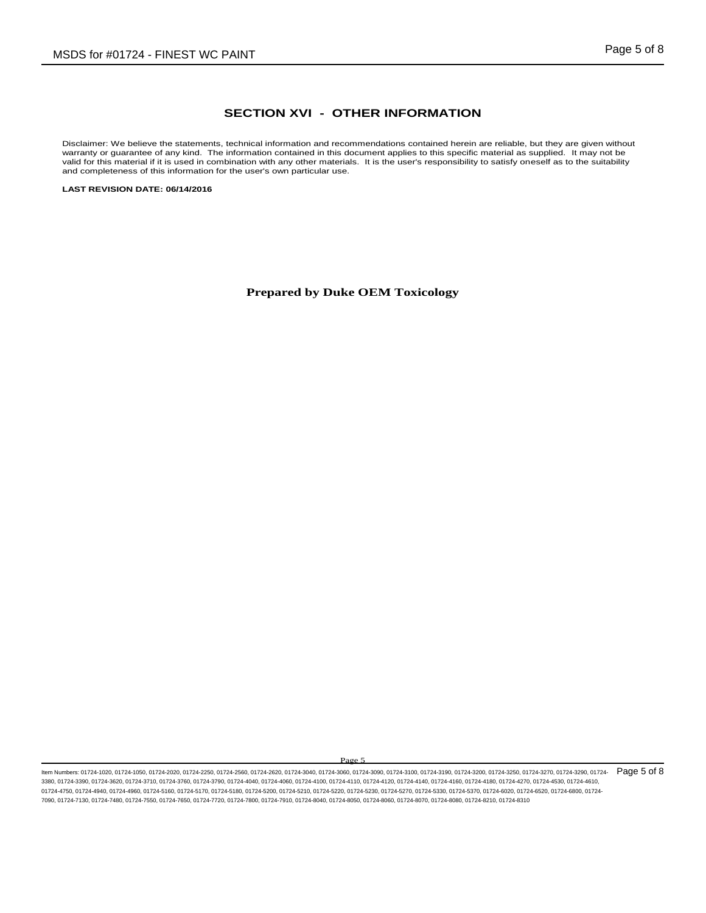## SECTION XVI - OTHER INFORMATION

Disclaimer: We believe the statements, technical information and recommendations contained herein are reliable, but they are given without warranty or guarantee of any kind. The information contained in this document applies to this specific material as supplied. It may not be valid for this material if it is used in combination with any other materials. It is the user's responsibility to satisfy oneself as to the suitability and completeness of this information for the user's own particular use.

**LAST REVISION DATE: 06/14/2016**

**Prepared by Duke OEM Toxicology**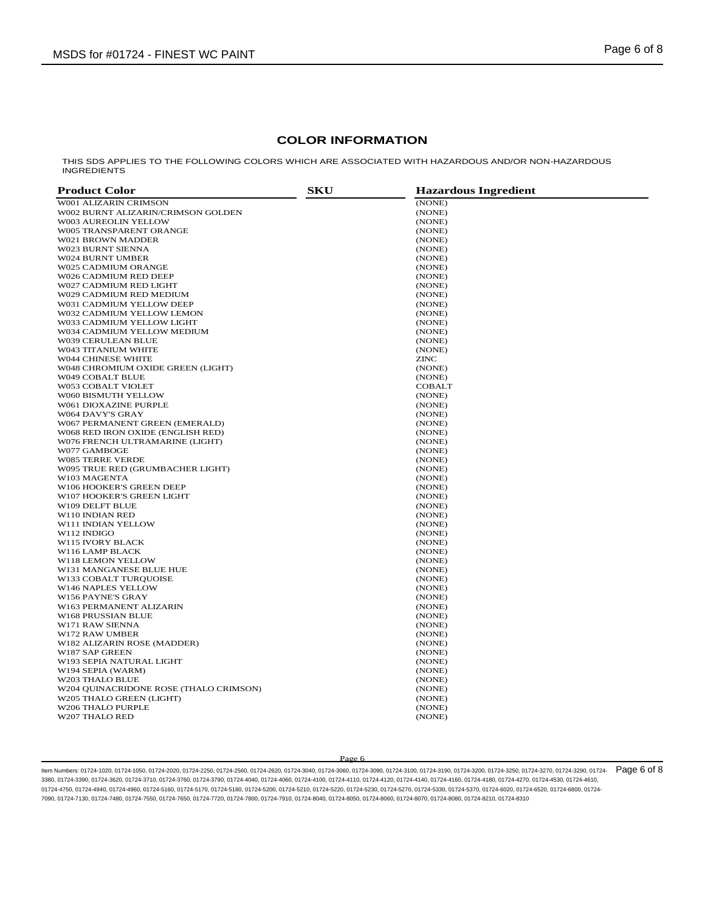## COLOR INFORMATION

THIS SDS APPLIES TO THE FOLLOWING COLORS WHICH ARE ASSOCIATED WITH HAZARDOUS AND/OR NON-HAZARDOUS INGREDIENTS

| Product Color | SKU | Hazardous Ingredient |
|---|---|---|
| W001 ALIZARIN CRIMSON | | (NONE) |
| W002 BURNT ALIZARIN/CRIMSON GOLDEN | | (NONE) |
| W003 AUREOLIN YELLOW | | (NONE) |
| W005 TRANSPARENT ORANGE | | (NONE) |
| W021 BROWN MADDER | | (NONE) |
| W023 BURNT SIENNA | | (NONE) |
| W024 BURNT UMBER | | (NONE) |
| W025 CADMIUM ORANGE | | (NONE) |
| W026 CADMIUM RED DEEP | | (NONE) |
| W027 CADMIUM RED LIGHT | | (NONE) |
| W029 CADMIUM RED MEDIUM | | (NONE) |
| W031 CADMIUM YELLOW DEEP | | (NONE) |
| W032 CADMIUM YELLOW LEMON | | (NONE) |
| W033 CADMIUM YELLOW LIGHT | | (NONE) |
| W034 CADMIUM YELLOW MEDIUM | | (NONE) |
| W039 CERULEAN BLUE | | (NONE) |
| W043 TITANIUM WHITE | | (NONE) |
| W044 CHINESE WHITE | | ZINC |
| W048 CHROMIUM OXIDE GREEN (LIGHT) | | (NONE) |
| W049 COBALT BLUE | | (NONE) |
| W053 COBALT VIOLET | | COBALT |
| W060 BISMUTH YELLOW | | (NONE) |
| W061 DIOXAZINE PURPLE | | (NONE) |
| W064 DAVY'S GRAY | | (NONE) |
| W067 PERMANENT GREEN (EMERALD) | | (NONE) |
| W068 RED IRON OXIDE (ENGLISH RED) | | (NONE) |
| W076 FRENCH ULTRAMARINE (LIGHT) | | (NONE) |
| W077 GAMBOGE | | (NONE) |
| W085 TERRE VERDE | | (NONE) |
| W095 TRUE RED (GRUMBACHER LIGHT) | | (NONE) |
| W103 MAGENTA | | (NONE) |
| W106 HOOKER'S GREEN DEEP | | (NONE) |
| W107 HOOKER'S GREEN LIGHT | | (NONE) |
| W109 DELFT BLUE | | (NONE) |
| W110 INDIAN RED | | (NONE) |
| W111 INDIAN YELLOW | | (NONE) |
| W112 INDIGO | | (NONE) |
| W115 IVORY BLACK | | (NONE) |
| W116 LAMP BLACK | | (NONE) |
| W118 LEMON YELLOW | | (NONE) |
| W131 MANGANESE BLUE HUE | | (NONE) |
| W133 COBALT TURQUOISE | | (NONE) |
| W146 NAPLES YELLOW | | (NONE) |
| W156 PAYNE'S GRAY | | (NONE) |
| W163 PERMANENT ALIZARIN | | (NONE) |
| W168 PRUSSIAN BLUE | | (NONE) |
| W171 RAW SIENNA | | (NONE) |
| W172 RAW UMBER | | (NONE) |
| W182 ALIZARIN ROSE (MADDER) | | (NONE) |
| W187 SAP GREEN | | (NONE) |
| W193 SEPIA NATURAL LIGHT | | (NONE) |
| W194 SEPIA (WARM) | | (NONE) |
| W203 THALO BLUE | | (NONE) |
| W204 QUINACRIDONE ROSE (THALO CRIMSON) | | (NONE) |
| W205 THALO GREEN (LIGHT) | | (NONE) |
| W206 THALO PURPLE | | (NONE) |
| W207 THALO RED | | (NONE) |

Item Numbers: 01724-1020, 01724-1050, 01724-2020, 01724-2250, 01724-2560, 01724-2620, 01724-3040, 01724-3060, 01724-3090, 01724-3100, 01724-3190, 01724-3200, 01724-3250, 01724-3270, 01724-3290, 01724-3380, 01724-3390, 01724-3620, 01724-3710, 01724-3760, 01724-3790, 01724-4040, 01724-4060, 01724-4100, 01724-4110, 01724-4120, 01724-4140, 01724-4160, 01724-4180, 01724-4270, 01724-4530, 01724-4610, 01724-4750, 01724-4940, 01724-4960, 01724-5160, 01724-5170, 01724-5180, 01724-5200, 01724-5210, 01724-5220, 01724-5230, 01724-5270, 01724-5330, 01724-5370, 01724-6020, 01724-6520, 01724-6800, 01724-7090, 01724-7130, 01724-7480, 01724-7550, 01724-7650, 01724-7720, 01724-7800, 01724-7910, 01724-8040, 01724-8050, 01724-8060, 01724-8070, 01724-8080, 01724-8210, 01724-8310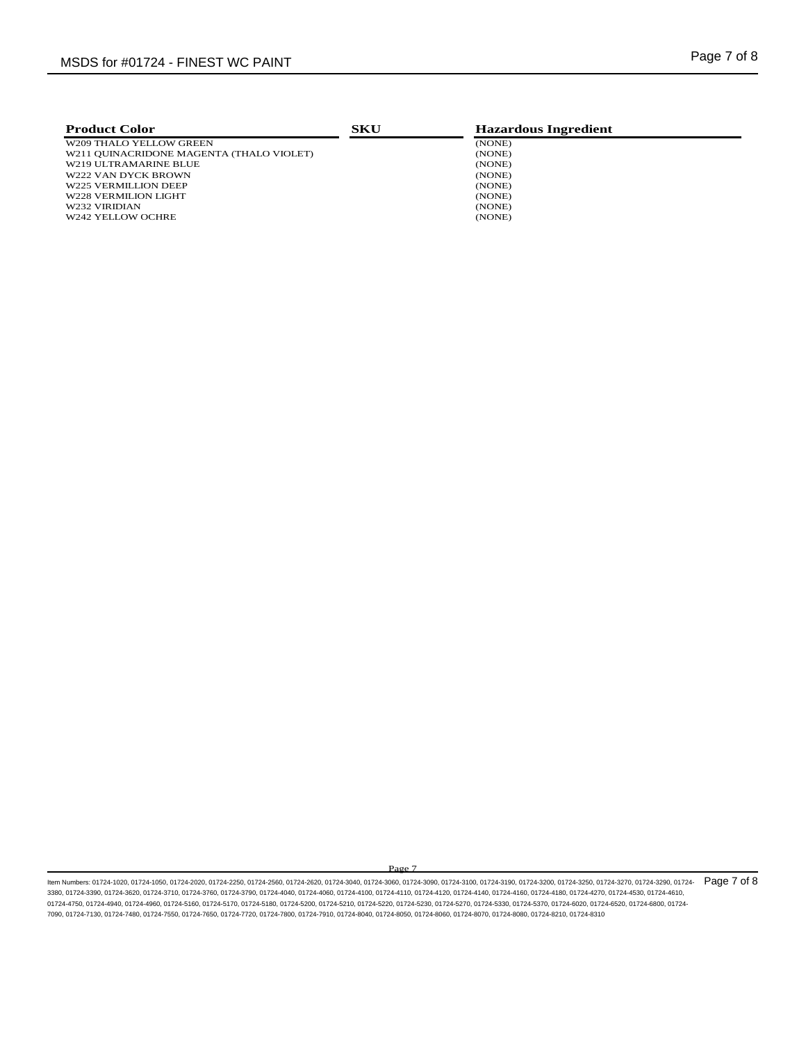| Product Color | SKU | Hazardous Ingredient |
|---|---|---|
| W209 THALO YELLOW GREEN | | (NONE) |
| W211 QUINACRIDONE MAGENTA (THALO VIOLET) | | (NONE) |
| W219 ULTRAMARINE BLUE | | (NONE) |
| W222 VAN DYCK BROWN | | (NONE) |
| W225 VERMILLION DEEP | | (NONE) |
| W228 VERMILION LIGHT | | (NONE) |
| W232 VIRIDIAN | | (NONE) |
| W242 YELLOW OCHRE | | (NONE) |

Item Numbers: 01724-1020, 01724-1050, 01724-2020, 01724-2250, 01724-2560, 01724-2620, 01724-3040, 01724-3060, 01724-3090, 01724-3100, 01724-3190, 01724-3200, 01724-3250, 01724-3270, 01724-3290, 01724-3380, 01724-3390, 01724-3620, 01724-3710, 01724-3760, 01724-3790, 01724-4040, 01724-4060, 01724-4100, 01724-4110, 01724-4120, 01724-4140, 01724-4160, 01724-4180, 01724-4270, 01724-4530, 01724-4610, 01724-4750, 01724-4940, 01724-4960, 01724-5160, 01724-5170, 01724-5180, 01724-5200, 01724-5210, 01724-5220, 01724-5230, 01724-5270, 01724-5330, 01724-5370, 01724-6020, 01724-6520, 01724-6800, 01724-7090, 01724-7130, 01724-7480, 01724-7550, 01724-7650, 01724-7720, 01724-7800, 01724-7910, 01724-8040, 01724-8050, 01724-8060, 01724-8070, 01724-8080, 01724-8210, 01724-8310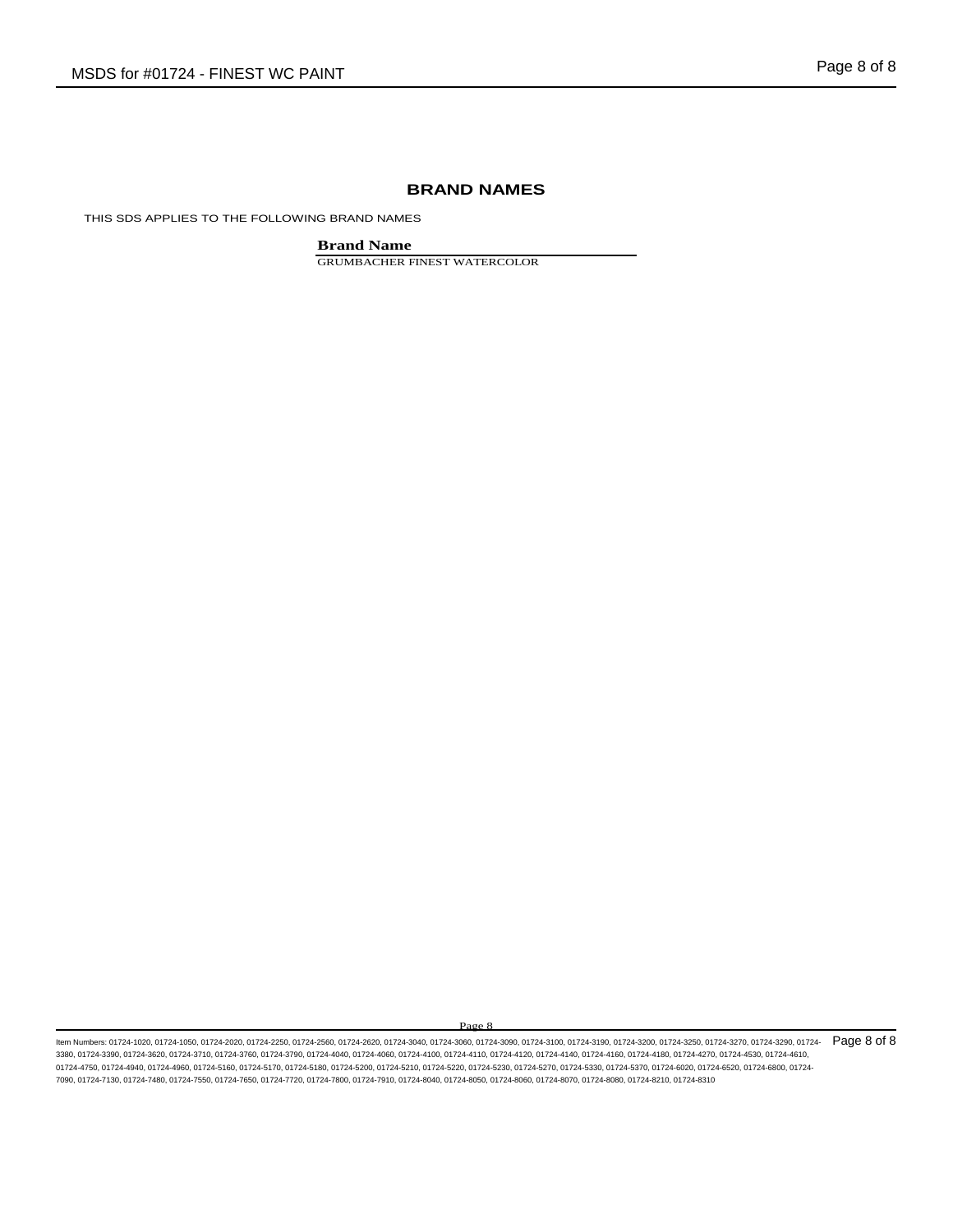## BRAND NAMES

THIS SDS APPLIES TO THE FOLLOWING BRAND NAMES

| Brand Name |
| --- |
| GRUMBACHER FINEST WATERCOLOR |